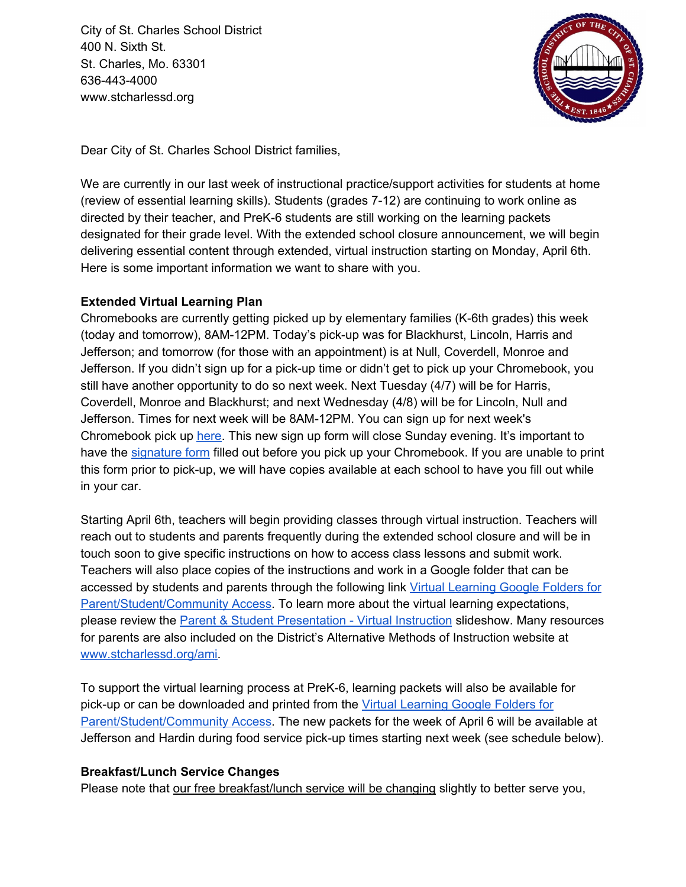City of St. Charles School District
400 N. Sixth St.
St. Charles, Mo. 63301
636-443-4000
www.stcharlessd.org

Dear City of St. Charles School District families,

We are currently in our last week of instructional practice/support activities for students at home (review of essential learning skills). Students (grades 7-12) are continuing to work online as directed by their teacher, and PreK-6 students are still working on the learning packets designated for their grade level. With the extended school closure announcement, we will begin delivering essential content through extended, virtual instruction starting on Monday, April 6th. Here is some important information we want to share with you.

**Extended Virtual Learning Plan**

Chromebooks are currently getting picked up by elementary families (K-6th grades) this week (today and tomorrow), 8AM-12PM. Today's pick-up was for Blackhurst, Lincoln, Harris and Jefferson; and tomorrow (for those with an appointment) is at Null, Coverdell, Monroe and Jefferson. If you didn't sign up for a pick-up time or didn't get to pick up your Chromebook, you still have another opportunity to do so next week. Next Tuesday (4/7) will be for Harris, Coverdell, Monroe and Blackhurst; and next Wednesday (4/8) will be for Lincoln, Null and Jefferson. Times for next week will be 8AM-12PM. You can sign up for next week's Chromebook pick up here. This new sign up form will close Sunday evening. It's important to have the signature form filled out before you pick up your Chromebook. If you are unable to print this form prior to pick-up, we will have copies available at each school to have you fill out while in your car.

Starting April 6th, teachers will begin providing classes through virtual instruction. Teachers will reach out to students and parents frequently during the extended school closure and will be in touch soon to give specific instructions on how to access class lessons and submit work. Teachers will also place copies of the instructions and work in a Google folder that can be accessed by students and parents through the following link Virtual Learning Google Folders for Parent/Student/Community Access. To learn more about the virtual learning expectations, please review the Parent & Student Presentation - Virtual Instruction slideshow. Many resources for parents are also included on the District's Alternative Methods of Instruction website at www.stcharlessd.org/ami.

To support the virtual learning process at PreK-6, learning packets will also be available for pick-up or can be downloaded and printed from the Virtual Learning Google Folders for Parent/Student/Community Access. The new packets for the week of April 6 will be available at Jefferson and Hardin during food service pick-up times starting next week (see schedule below).

**Breakfast/Lunch Service Changes**

Please note that our free breakfast/lunch service will be changing slightly to better serve you,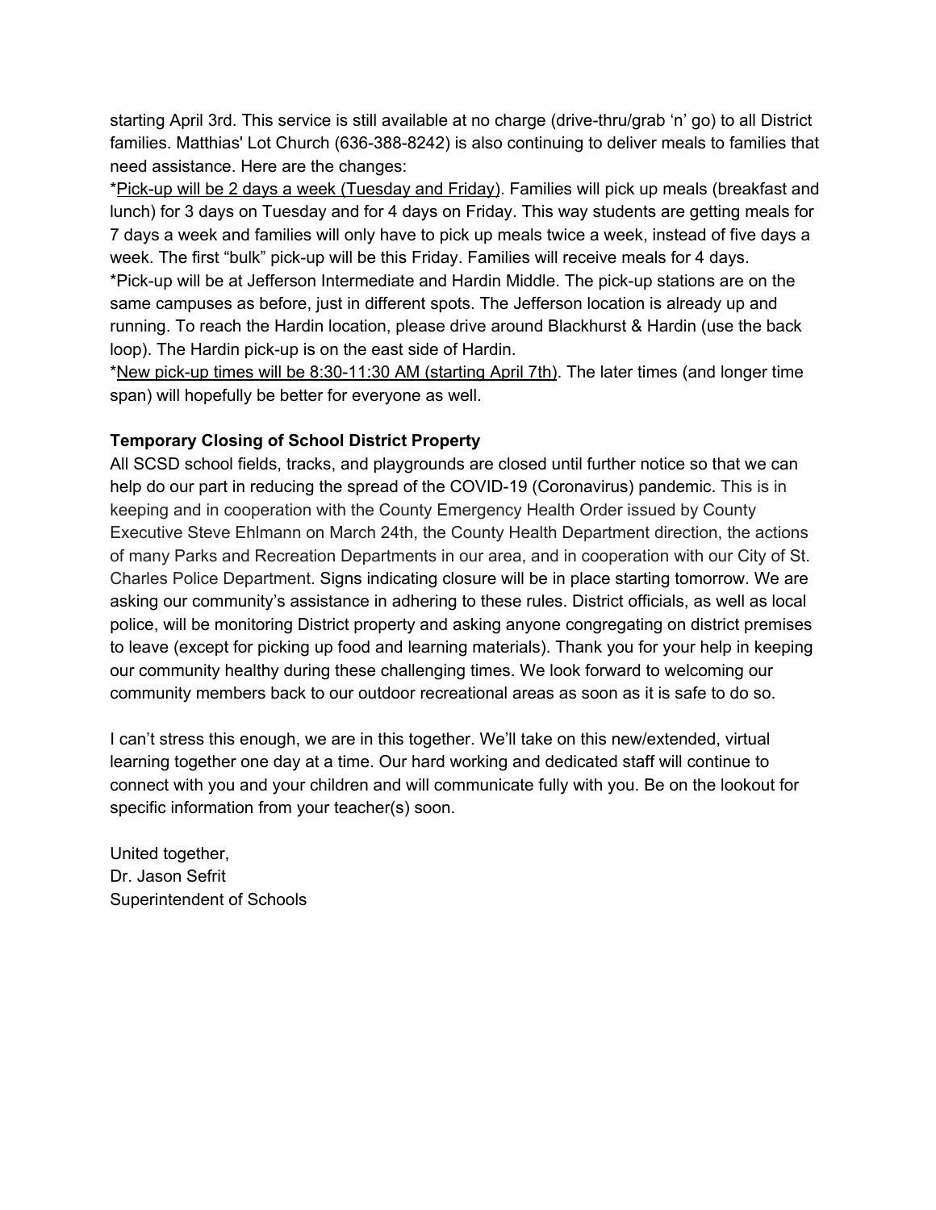starting April 3rd. This service is still available at no charge (drive-thru/grab 'n' go) to all District families. Matthias' Lot Church (636-388-8242) is also continuing to deliver meals to families that need assistance. Here are the changes:

*Pick-up will be 2 days a week (Tuesday and Friday). Families will pick up meals (breakfast and lunch) for 3 days on Tuesday and for 4 days on Friday. This way students are getting meals for 7 days a week and families will only have to pick up meals twice a week, instead of five days a week. The first "bulk" pick-up will be this Friday. Families will receive meals for 4 days.

*Pick-up will be at Jefferson Intermediate and Hardin Middle. The pick-up stations are on the same campuses as before, just in different spots. The Jefferson location is already up and running. To reach the Hardin location, please drive around Blackhurst & Hardin (use the back loop). The Hardin pick-up is on the east side of Hardin.

*New pick-up times will be 8:30-11:30 AM (starting April 7th). The later times (and longer time span) will hopefully be better for everyone as well.

**Temporary Closing of School District Property**

All SCSD school fields, tracks, and playgrounds are closed until further notice so that we can help do our part in reducing the spread of the COVID-19 (Coronavirus) pandemic. This is in keeping and in cooperation with the County Emergency Health Order issued by County Executive Steve Ehlmann on March 24th, the County Health Department direction, the actions of many Parks and Recreation Departments in our area, and in cooperation with our City of St. Charles Police Department. Signs indicating closure will be in place starting tomorrow. We are asking our community's assistance in adhering to these rules. District officials, as well as local police, will be monitoring District property and asking anyone congregating on district premises to leave (except for picking up food and learning materials). Thank you for your help in keeping our community healthy during these challenging times. We look forward to welcoming our community members back to our outdoor recreational areas as soon as it is safe to do so.

I can't stress this enough, we are in this together. We'll take on this new/extended, virtual learning together one day at a time. Our hard working and dedicated staff will continue to connect with you and your children and will communicate fully with you. Be on the lookout for specific information from your teacher(s) soon.

United together,
Dr. Jason Sefrit
Superintendent of Schools